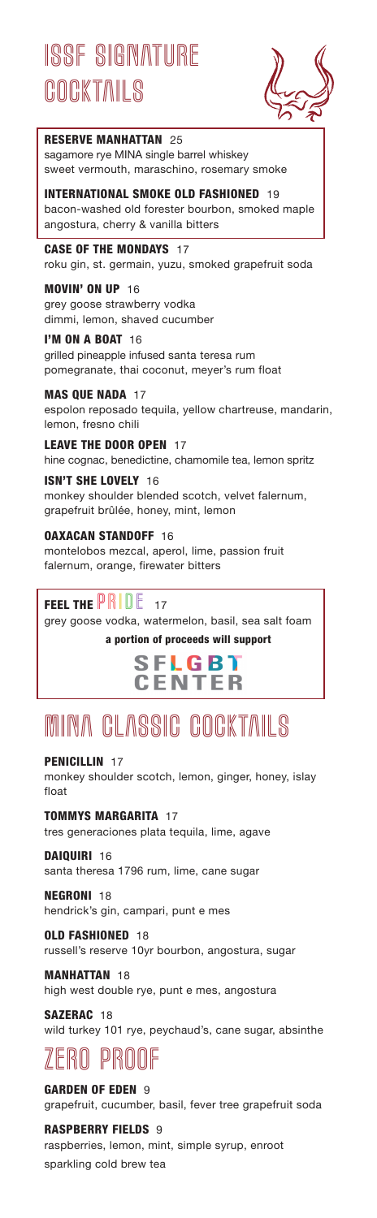# ISSF SIGNATURE COCKTAILS

**RESERVE MANHATTAN** 25
sagamore rye MINA single barrel whiskey
sweet vermouth, maraschino, rosemary smoke

**INTERNATIONAL SMOKE OLD FASHIONED** 19
bacon-washed old forester bourbon, smoked maple
angostura, cherry & vanilla bitters

**CASE OF THE MONDAYS** 17
roku gin, st. germain, yuzu, smoked grapefruit soda

**MOVIN' ON UP** 16
grey goose strawberry vodka
dimmi, lemon, shaved cucumber

**I'M ON A BOAT** 16
grilled pineapple infused santa teresa rum
pomegranate, thai coconut, meyer's rum float

**MAS QUE NADA** 17
espolon reposado tequila, yellow chartreuse, mandarin, lemon, fresno chili

**LEAVE THE DOOR OPEN** 17
hine cognac, benedictine, chamomile tea, lemon spritz

**ISN'T SHE LOVELY** 16
monkey shoulder blended scotch, velvet falernum, grapefruit brûlée, honey, mint, lemon

**OAXACAN STANDOFF** 16
montelobos mezcal, aperol, lime, passion fruit falernum, orange, firewater bitters

**FEEL THE PRIDE** 17
grey goose vodka, watermelon, basil, sea salt foam

**a portion of proceeds will support**

SFLGBT CENTER

# MINA CLASSIC COCKTAILS

**PENICILLIN** 17
monkey shoulder scotch, lemon, ginger, honey, islay float

**TOMMYS MARGARITA** 17
tres generaciones plata tequila, lime, agave

**DAIQUIRI** 16
santa theresa 1796 rum, lime, cane sugar

**NEGRONI** 18
hendrick's gin, campari, punt e mes

**OLD FASHIONED** 18
russell's reserve 10yr bourbon, angostura, sugar

**MANHATTAN** 18
high west double rye, punt e mes, angostura

**SAZERAC** 18
wild turkey 101 rye, peychaud's, cane sugar, absinthe

# ZERO PROOF

**GARDEN OF EDEN** 9
grapefruit, cucumber, basil, fever tree grapefruit soda

**RASPBERRY FIELDS** 9
raspberries, lemon, mint, simple syrup, enroot sparkling cold brew tea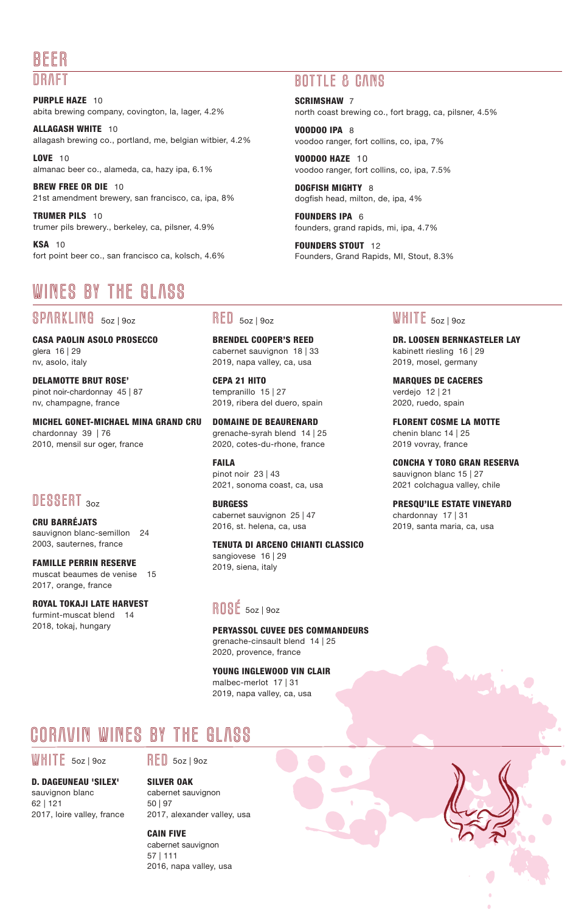# BEER

## DRAFT

**PURPLE HAZE** 10
abita brewing company, covington, la, lager, 4.2%

**ALLAGASH WHITE** 10
allagash brewing co., portland, me, belgian witbier, 4.2%

**LOVE** 10
almanac beer co., alameda, ca, hazy ipa, 6.1%

**BREW FREE OR DIE** 10
21st amendment brewery, san francisco, ca, ipa, 8%

**TRUMER PILS** 10
trumer pils brewery., berkeley, ca, pilsner, 4.9%

**KSA** 10
fort point beer co., san francisco ca, kolsch, 4.6%

## BOTTLE & CANS

**SCRIMSHAW** 7
north coast brewing co., fort bragg, ca, pilsner, 4.5%

**VOODOO IPA** 8
voodoo ranger, fort collins, co, ipa, 7%

**VOODOO HAZE** 10
voodoo ranger, fort collins, co, ipa, 7.5%

**DOGFISH MIGHTY** 8
dogfish head, milton, de, ipa, 4%

**FOUNDERS IPA** 6
founders, grand rapids, mi, ipa, 4.7%

**FOUNDERS STOUT** 12
Founders, Grand Rapids, MI, Stout, 8.3%

# WINES BY THE GLASS

## SPARKLING 5oz | 9oz

**CASA PAOLIN ASOLO PROSECCO**
glera 16 | 29
nv, asolo, italy

**DELAMOTTE BRUT ROSE'**
pinot noir-chardonnay 45 | 87
nv, champagne, france

**MICHEL GONET-MICHAEL MINA GRAND CRU**
chardonnay 39 | 76
2010, mensil sur oger, france

## DESSERT 3oz

**CRU BARRÉJATS**
sauvignon blanc-semillon 24
2003, sauternes, france

**FAMILLE PERRIN RESERVE**
muscat beaumes de venise 15
2017, orange, france

**ROYAL TOKAJI LATE HARVEST**
furmint-muscat blend 14
2018, tokaj, hungary

## RED 5oz | 9oz

**BRENDEL COOPER'S REED**
cabernet sauvignon 18 | 33
2019, napa valley, ca, usa

**CEPA 21 HITO**
tempranillo 15 | 27
2019, ribera del duero, spain

**DOMAINE DE BEAURENARD**
grenache-syrah blend 14 | 25
2020, cotes-du-rhone, france

**FAILA**
pinot noir 23 | 43
2021, sonoma coast, ca, usa

**BURGESS**
cabernet sauvignon 25 | 47
2016, st. helena, ca, usa

**TENUTA DI ARCENO CHIANTI CLASSICO**
sangiovese 16 | 29
2019, siena, italy

## ROSÉ 5oz | 9oz

**PERYASSOL CUVEE DES COMMANDEURS**
grenache-cinsault blend 14 | 25
2020, provence, france

**YOUNG INGLEWOOD VIN CLAIR**
malbec-merlot 17 | 31
2019, napa valley, ca, usa

## WHITE 5oz | 9oz

**DR. LOOSEN BERNKASTELER LAY**
kabinett riesling 16 | 29
2019, mosel, germany

**MARQUES DE CACERES**
verdejo 12 | 21
2020, ruedo, spain

**FLORENT COSME LA MOTTE**
chenin blanc 14 | 25
2019 vovray, france

**CONCHA Y TORO GRAN RESERVA**
sauvignon blanc 15 | 27
2021 colchagua valley, chile

**PRESQU'ILE ESTATE VINEYARD**
chardonnay 17 | 31
2019, santa maria, ca, usa

# CORAVIN WINES BY THE GLASS

## WHITE 5oz | 9oz

**D. DAGEUNEAU 'SILEX'**
sauvignon blanc
62 | 121
2017, loire valley, france

## RED 5oz | 9oz

**SILVER OAK**
cabernet sauvignon
50 | 97
2017, alexander valley, usa

**CAIN FIVE**
cabernet sauvignon
57 | 111
2016, napa valley, usa